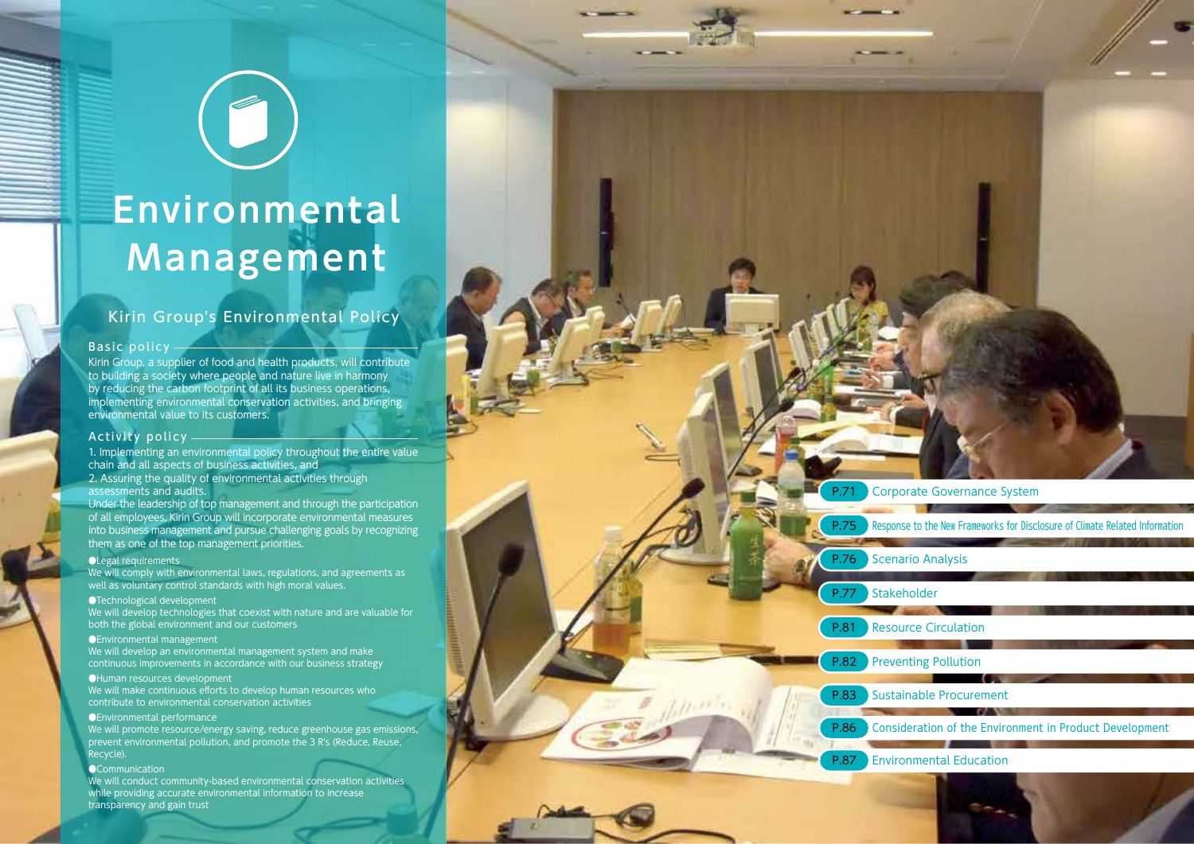# Environmental Management

## Kirin Group's Environmental Policy

### Basic policy

Kirin Group, a supplier of food and health products, will contribute to building a society where people and nature live in harmony by reducing the carbon footprint of all its business operations, implementing environmental conservation activities, and bringing environmental value to its customers.

### Activity policy

1. Implementing an environmental policy throughout the entire value chain and all aspects of business activities, and
2. Assuring the quality of environmental activities through assessments and audits.

Under the leadership of top management and through the participation of all employees, Kirin Group will incorporate environmental measures into business management and pursue challenging goals by recognizing them as one of the top management priorities.

●Legal requirements
We will comply with environmental laws, regulations, and agreements as well as voluntary control standards with high moral values.

●Technological development
We will develop technologies that coexist with nature and are valuable for both the global environment and our customers

●Environmental management
We will develop an environmental management system and make continuous improvements in accordance with our business strategy

●Human resources development
We will make continuous efforts to develop human resources who contribute to environmental conservation activities

●Environmental performance
We will promote resource/energy saving, reduce greenhouse gas emissions, prevent environmental pollution, and promote the 3 R's (Reduce, Reuse, Recycle).

●Communication
We will conduct community-based environmental conservation activities while providing accurate environmental information to increase transparency and gain trust

- P.71 Corporate Governance System
- P.75 Response to the New Frameworks for Disclosure of Climate Related Information
- P.76 Scenario Analysis
- P.77 Stakeholder
- P.81 Resource Circulation
- P.82 Preventing Pollution
- P.83 Sustainable Procurement
- P.86 Consideration of the Environment in Product Development
- P.87 Environmental Education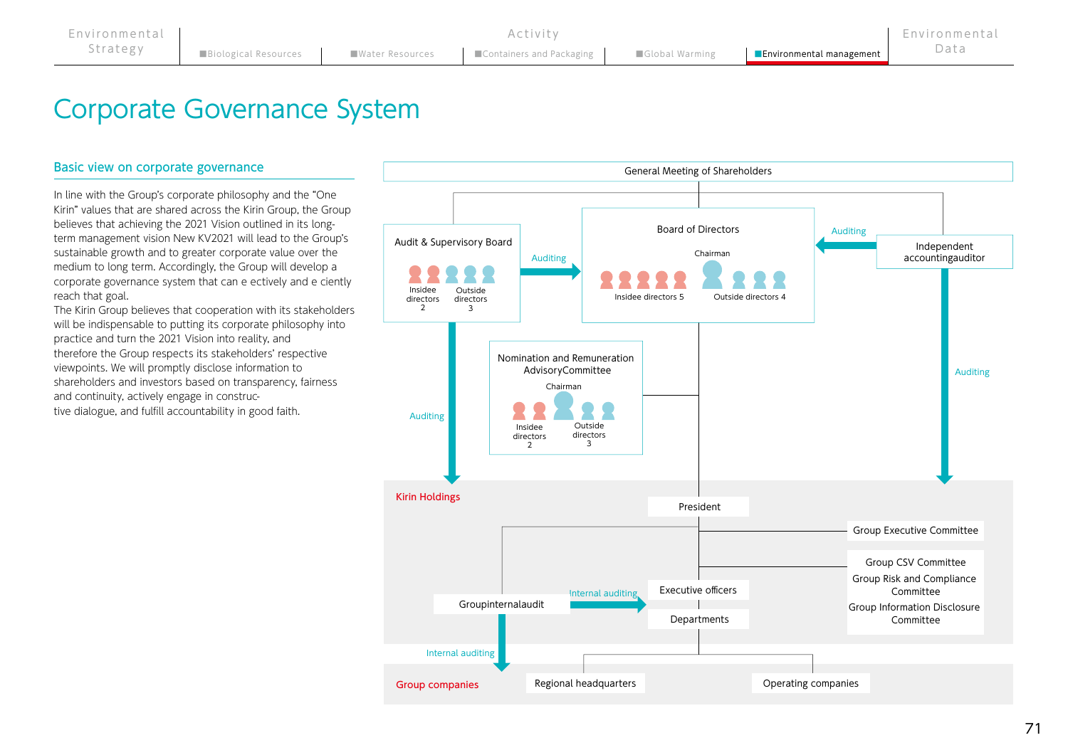# Corporate Governance System

## Basic view on corporate governance

In line with the Group's corporate philosophy and the "One Kirin" values that are shared across the Kirin Group, the Group believes that achieving the 2021 Vision outlined in its long-term management vision New KV2021 will lead to the Group's sustainable growth and to greater corporate value over the medium to long term. Accordingly, the Group will develop a corporate governance system that can e ectively and e ciently reach that goal.

The Kirin Group believes that cooperation with its stakeholders will be indispensable to putting its corporate philosophy into practice and turn the 2021 Vision into reality, and therefore the Group respects its stakeholders' respective viewpoints. We will promptly disclose information to shareholders and investors based on transparency, fairness and continuity, actively engage in construc-
tive dialogue, and fulfill accountability in good faith.

General Meeting of Shareholders

Audit & Supervisory Board
Insidee directors 2
Outside directors 3

Auditing

Board of Directors
Chairman
Insidee directors 5
Outside directors 4

Auditing

Independent accountingauditor

Nomination and Remuneration AdvisoryCommittee
Chairman
Insidee directors 2
Outside directors 3

Auditing

Auditing

Kirin Holdings

President

Group Executive Committee

Group CSV Committee
Group Risk and Compliance Committee
Group Information Disclosure Committee

Groupinternalaudit

Internal auditing

Executive officers

Departments

Internal auditing

Group companies

Regional headquarters

Operating companies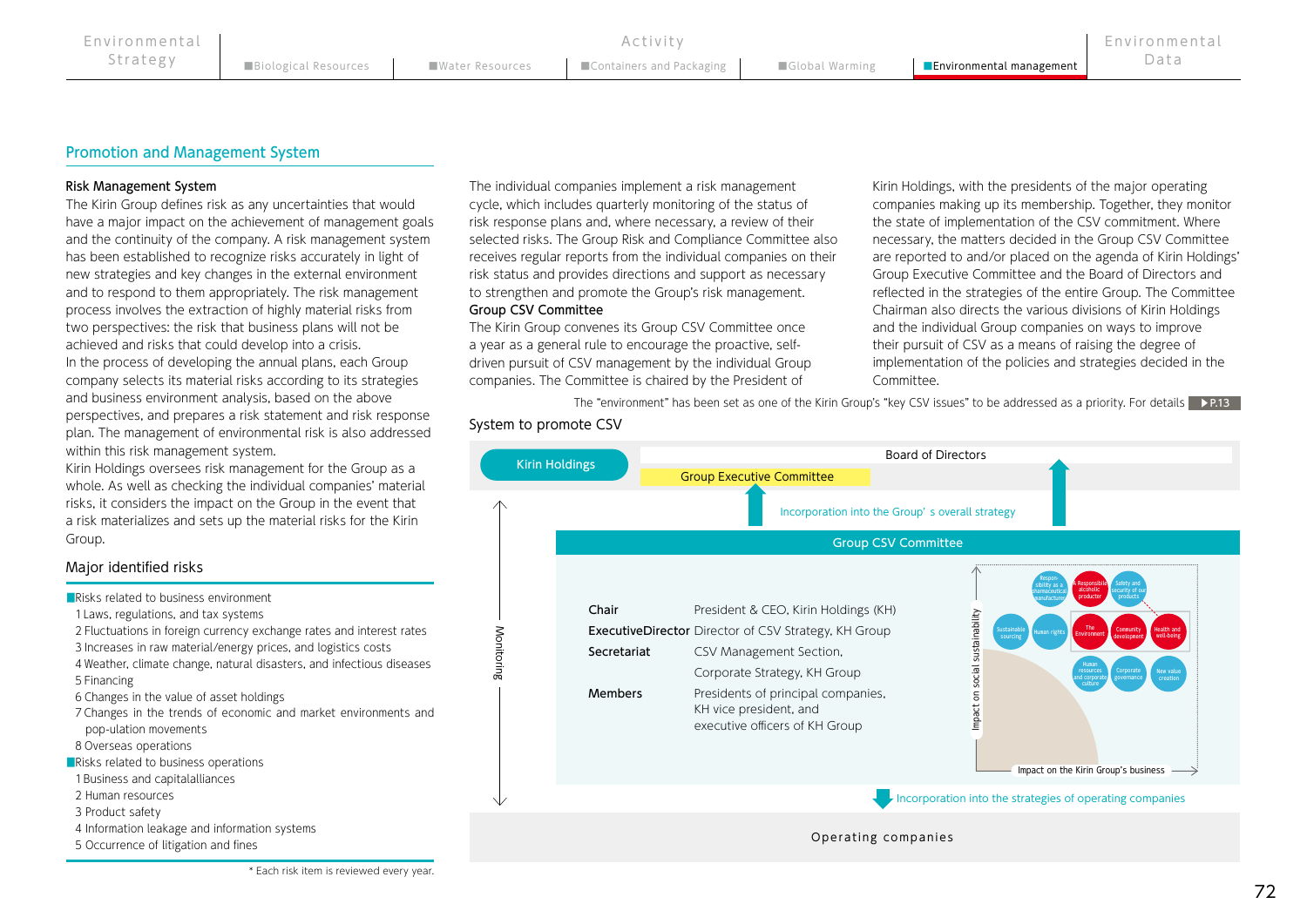## Promotion and Management System

**Risk Management System**

The Kirin Group defines risk as any uncertainties that would have a major impact on the achievement of management goals and the continuity of the company. A risk management system has been established to recognize risks accurately in light of new strategies and key changes in the external environment and to respond to them appropriately. The risk management process involves the extraction of highly material risks from two perspectives: the risk that business plans will not be achieved and risks that could develop into a crisis.

In the process of developing the annual plans, each Group company selects its material risks according to its strategies and business environment analysis, based on the above perspectives, and prepares a risk statement and risk response plan. The management of environmental risk is also addressed within this risk management system.

Kirin Holdings oversees risk management for the Group as a whole. As well as checking the individual companies' material risks, it considers the impact on the Group in the event that a risk materializes and sets up the material risks for the Kirin Group.

### Major identified risks

■Risks related to business environment
1 Laws, regulations, and tax systems
2 Fluctuations in foreign currency exchange rates and interest rates
3 Increases in raw material/energy prices, and logistics costs
4 Weather, climate change, natural disasters, and infectious diseases
5 Financing
6 Changes in the value of asset holdings
7 Changes in the trends of economic and market environments and pop-ulation movements
8 Overseas operations

■Risks related to business operations
1 Business and capitalalliances
2 Human resources
3 Product safety
4 Information leakage and information systems
5 Occurrence of litigation and fines

* Each risk item is reviewed every year.

The individual companies implement a risk management cycle, which includes quarterly monitoring of the status of risk response plans and, where necessary, a review of their selected risks. The Group Risk and Compliance Committee also receives regular reports from the individual companies on their risk status and provides directions and support as necessary to strengthen and promote the Group's risk management.

**Group CSV Committee**

The Kirin Group convenes its Group CSV Committee once a year as a general rule to encourage the proactive, self-driven pursuit of CSV management by the individual Group companies. The Committee is chaired by the President of Kirin Holdings, with the presidents of the major operating companies making up its membership. Together, they monitor the state of implementation of the CSV commitment. Where necessary, the matters decided in the Group CSV Committee are reported to and/or placed on the agenda of Kirin Holdings' Group Executive Committee and the Board of Directors and reflected in the strategies of the entire Group. The Committee Chairman also directs the various divisions of Kirin Holdings and the individual Group companies on ways to improve their pursuit of CSV as a means of raising the degree of implementation of the policies and strategies decided in the Committee.

The "environment" has been set as one of the Kirin Group's "key CSV issues" to be addressed as a priority. For details ▶P.13

### System to promote CSV

Kirin Holdings — Board of Directors; Group Executive Committee

Incorporation into the Group' s overall strategy

Monitoring

**Group CSV Committee**

| | |
|---|---|
| **Chair** | President & CEO, Kirin Holdings (KH) |
| **ExecutiveDirector** | Director of CSV Strategy, KH Group |
| **Secretariat** | CSV Management Section, Corporate Strategy, KH Group |
| **Members** | Presidents of principal companies, KH vice president, and executive officers of KH Group |

Impact on social sustainability / Impact on the Kirin Group's business: Respon-sibility as a pharmaceutical manufacturer; A Responsible alcoholic producter; Safety and security of our products; Sustainable sourcing; Human rights; The Environment; Community development; Health and well-being; Human resources and corporate culture; Corporate governance; New value creation

Incorporation into the strategies of operating companies

Operating companies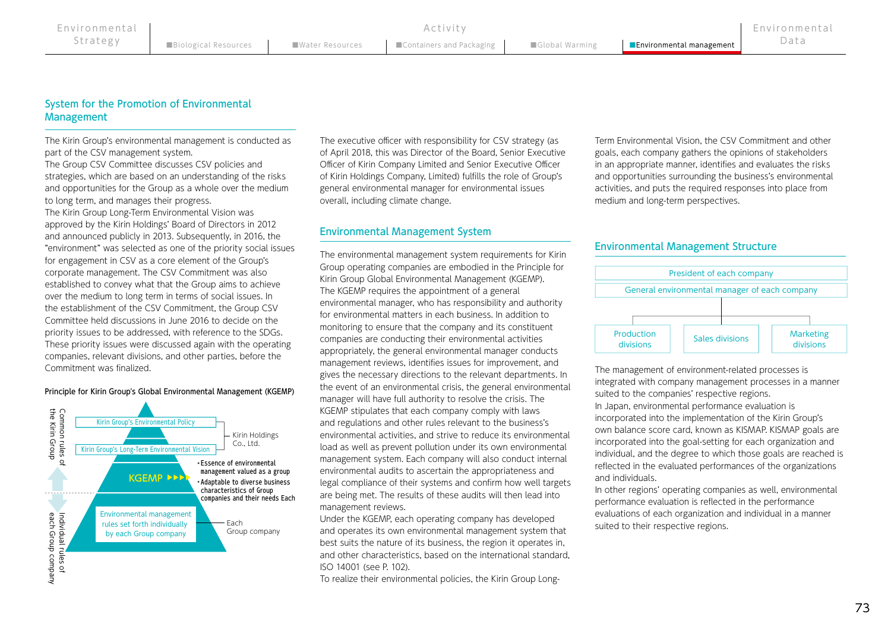## System for the Promotion of Environmental Management

The Kirin Group's environmental management is conducted as part of the CSV management system.

The Group CSV Committee discusses CSV policies and strategies, which are based on an understanding of the risks and opportunities for the Group as a whole over the medium to long term, and manages their progress.

The Kirin Group Long-Term Environmental Vision was approved by the Kirin Holdings' Board of Directors in 2012 and announced publicly in 2013. Subsequently, in 2016, the "environment" was selected as one of the priority social issues for engagement in CSV as a core element of the Group's corporate management. The CSV Commitment was also established to convey what that the Group aims to achieve over the medium to long term in terms of social issues. In the establishment of the CSV Commitment, the Group CSV Committee held discussions in June 2016 to decide on the priority issues to be addressed, with reference to the SDGs. These priority issues were discussed again with the operating companies, relevant divisions, and other parties, before the Commitment was finalized.

**Principle for Kirin Group's Global Environmental Management (KGEMP)**

- Common rules of the Kirin Group
  - Kirin Group's Environmental Policy
  - Kirin Group's Long-Term Environmental Vision
  - (Kirin Holdings Co., Ltd.)
- KGEMP
  - Essence of environmental management valued as a group
  - Adaptable to diverse business characteristics of Group companies and their needs Each
- Individual rules of each Group company
  - Environmental management rules set forth individually by each Group company
  - (Each Group company)

The executive officer with responsibility for CSV strategy (as of April 2018, this was Director of the Board, Senior Executive Officer of Kirin Company Limited and Senior Executive Officer of Kirin Holdings Company, Limited) fulfills the role of Group's general environmental manager for environmental issues overall, including climate change.

## Environmental Management System

The environmental management system requirements for Kirin Group operating companies are embodied in the Principle for Kirin Group Global Environmental Management (KGEMP).

The KGEMP requires the appointment of a general environmental manager, who has responsibility and authority for environmental matters in each business. In addition to monitoring to ensure that the company and its constituent companies are conducting their environmental activities appropriately, the general environmental manager conducts management reviews, identifies issues for improvement, and gives the necessary directions to the relevant departments. In the event of an environmental crisis, the general environmental manager will have full authority to resolve the crisis. The KGEMP stipulates that each company comply with laws and regulations and other rules relevant to the business's environmental activities, and strive to reduce its environmental load as well as prevent pollution under its own environmental management system. Each company will also conduct internal environmental audits to ascertain the appropriateness and legal compliance of their systems and confirm how well targets are being met. The results of these audits will then lead into management reviews.

Under the KGEMP, each operating company has developed and operates its own environmental management system that best suits the nature of its business, the region it operates in, and other characteristics, based on the international standard, ISO 14001 (see P. 102).

To realize their environmental policies, the Kirin Group Long-Term Environmental Vision, the CSV Commitment and other goals, each company gathers the opinions of stakeholders in an appropriate manner, identifies and evaluates the risks and opportunities surrounding the business's environmental activities, and puts the required responses into place from medium and long-term perspectives.

## Environmental Management Structure

- President of each company
  - General environmental manager of each company
    - Production divisions
    - Sales divisions
    - Marketing divisions

The management of environment-related processes is integrated with company management processes in a manner suited to the companies' respective regions.

In Japan, environmental performance evaluation is incorporated into the implementation of the Kirin Group's own balance score card, known as KISMAP. KISMAP goals are incorporated into the goal-setting for each organization and individual, and the degree to which those goals are reached is reflected in the evaluated performances of the organizations and individuals.

In other regions' operating companies as well, environmental performance evaluation is reflected in the performance evaluations of each organization and individual in a manner suited to their respective regions.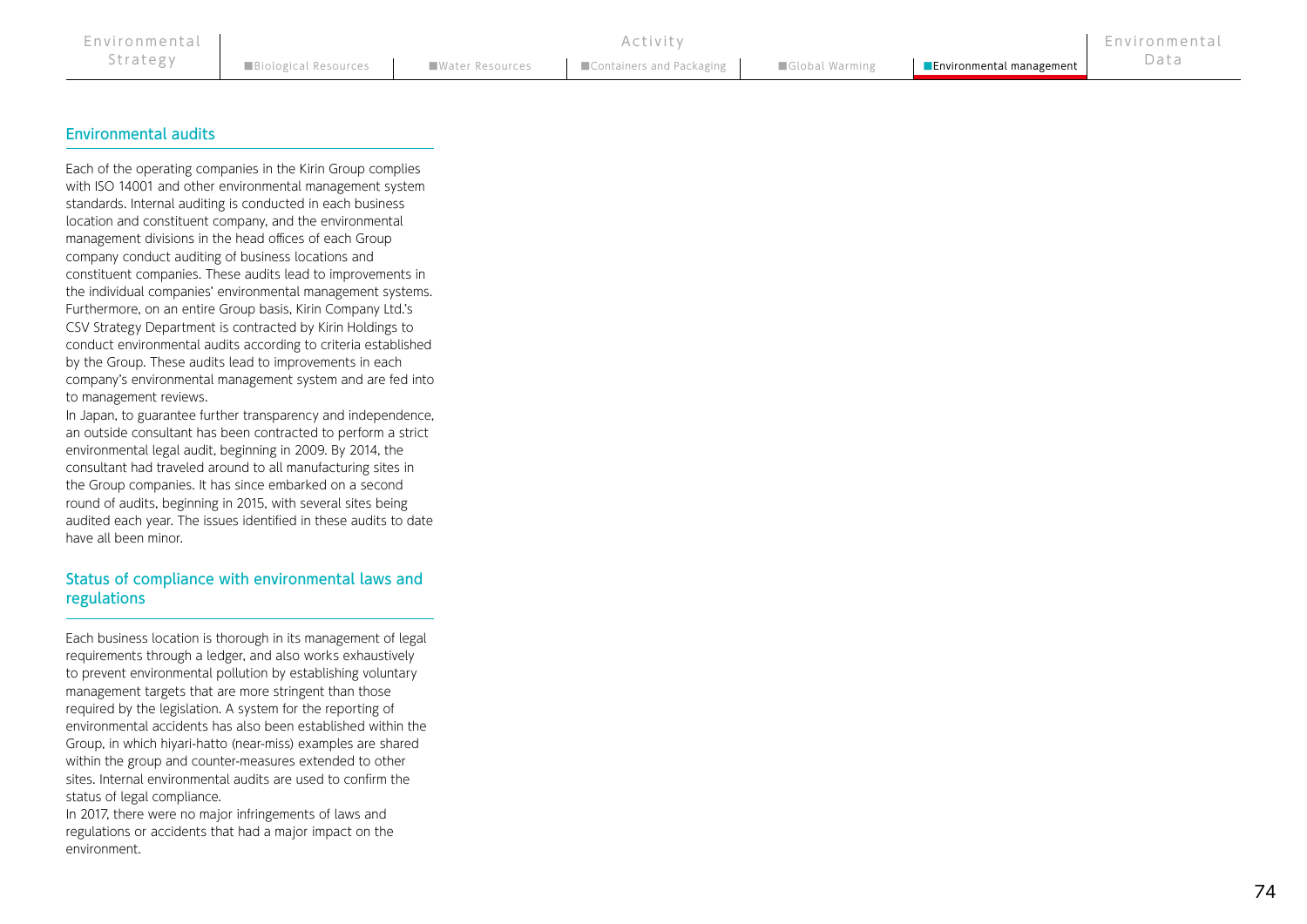## Environmental audits

Each of the operating companies in the Kirin Group complies with ISO 14001 and other environmental management system standards. Internal auditing is conducted in each business location and constituent company, and the environmental management divisions in the head offices of each Group company conduct auditing of business locations and constituent companies. These audits lead to improvements in the individual companies' environmental management systems. Furthermore, on an entire Group basis, Kirin Company Ltd.'s CSV Strategy Department is contracted by Kirin Holdings to conduct environmental audits according to criteria established by the Group. These audits lead to improvements in each company's environmental management system and are fed into to management reviews.

In Japan, to guarantee further transparency and independence, an outside consultant has been contracted to perform a strict environmental legal audit, beginning in 2009. By 2014, the consultant had traveled around to all manufacturing sites in the Group companies. It has since embarked on a second round of audits, beginning in 2015, with several sites being audited each year. The issues identified in these audits to date have all been minor.

## Status of compliance with environmental laws and regulations

Each business location is thorough in its management of legal requirements through a ledger, and also works exhaustively to prevent environmental pollution by establishing voluntary management targets that are more stringent than those required by the legislation. A system for the reporting of environmental accidents has also been established within the Group, in which hiyari-hatto (near-miss) examples are shared within the group and counter-measures extended to other sites. Internal environmental audits are used to confirm the status of legal compliance.

In 2017, there were no major infringements of laws and regulations or accidents that had a major impact on the environment.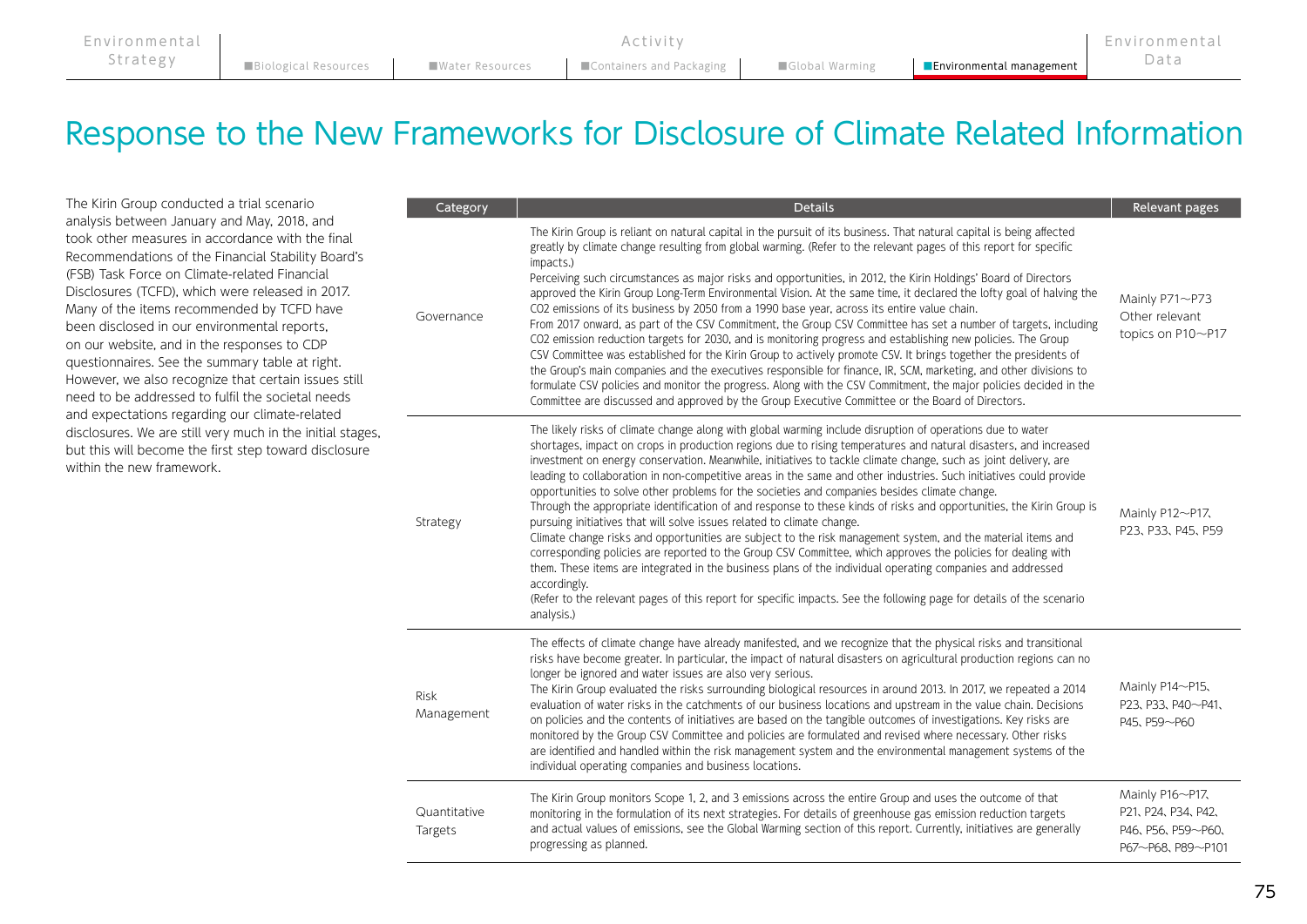# Response to the New Frameworks for Disclosure of Climate Related Information

The Kirin Group conducted a trial scenario analysis between January and May, 2018, and took other measures in accordance with the final Recommendations of the Financial Stability Board's (FSB) Task Force on Climate-related Financial Disclosures (TCFD), which were released in 2017. Many of the items recommended by TCFD have been disclosed in our environmental reports, on our website, and in the responses to CDP questionnaires. See the summary table at right. However, we also recognize that certain issues still need to be addressed to fulfil the societal needs and expectations regarding our climate-related disclosures. We are still very much in the initial stages, but this will become the first step toward disclosure within the new framework.

| Category | Details | Relevant pages |
|---|---|---|
| Governance | The Kirin Group is reliant on natural capital in the pursuit of its business. That natural capital is being affected greatly by climate change resulting from global warming. (Refer to the relevant pages of this report for specific impacts.)<br>Perceiving such circumstances as major risks and opportunities, in 2012, the Kirin Holdings' Board of Directors approved the Kirin Group Long-Term Environmental Vision. At the same time, it declared the lofty goal of halving the $CO_2$ emissions of its business by 2050 from a 1990 base year, across its entire value chain.<br>From 2017 onward, as part of the CSV Commitment, the Group CSV Committee has set a number of targets, including $CO_2$ emission reduction targets for 2030, and is monitoring progress and establishing new policies. The Group CSV Committee was established for the Kirin Group to actively promote CSV. It brings together the presidents of the Group's main companies and the executives responsible for finance, IR, SCM, marketing, and other divisions to formulate CSV policies and monitor the progress. Along with the CSV Commitment, the major policies decided in the Committee are discussed and approved by the Group Executive Committee or the Board of Directors. | Mainly P71~P73<br>Other relevant topics on P10~P17 |
| Strategy | The likely risks of climate change along with global warming include disruption of operations due to water shortages, impact on crops in production regions due to rising temperatures and natural disasters, and increased investment on energy conservation. Meanwhile, initiatives to tackle climate change, such as joint delivery, are leading to collaboration in non-competitive areas in the same and other industries. Such initiatives could provide opportunities to solve other problems for the societies and companies besides climate change.<br>Through the appropriate identification of and response to these kinds of risks and opportunities, the Kirin Group is pursuing initiatives that will solve issues related to climate change.<br>Climate change risks and opportunities are subject to the risk management system, and the material items and corresponding policies are reported to the Group CSV Committee, which approves the policies for dealing with them. These items are integrated in the business plans of the individual operating companies and addressed accordingly.<br>(Refer to the relevant pages of this report for specific impacts. See the following page for details of the scenario analysis.) | Mainly P12~P17、P23、P33、P45、P59 |
| Risk Management | The effects of climate change have already manifested, and we recognize that the physical risks and transitional risks have become greater. In particular, the impact of natural disasters on agricultural production regions can no longer be ignored and water issues are also very serious.<br>The Kirin Group evaluated the risks surrounding biological resources in around 2013. In 2017, we repeated a 2014 evaluation of water risks in the catchments of our business locations and upstream in the value chain. Decisions on policies and the contents of initiatives are based on the tangible outcomes of investigations. Key risks are monitored by the Group CSV Committee and policies are formulated and revised where necessary. Other risks are identified and handled within the risk management system and the environmental management systems of the individual operating companies and business locations. | Mainly P14~P15、P23、P33、P40~P41、P45、P59~P60 |
| Quantitative Targets | The Kirin Group monitors Scope 1, 2, and 3 emissions across the entire Group and uses the outcome of that monitoring in the formulation of its next strategies. For details of greenhouse gas emission reduction targets and actual values of emissions, see the Global Warming section of this report. Currently, initiatives are generally progressing as planned. | Mainly P16~P17、P21、P24、P34、P42、P46、P56、P59~P60、P67~P68、P89~P101 |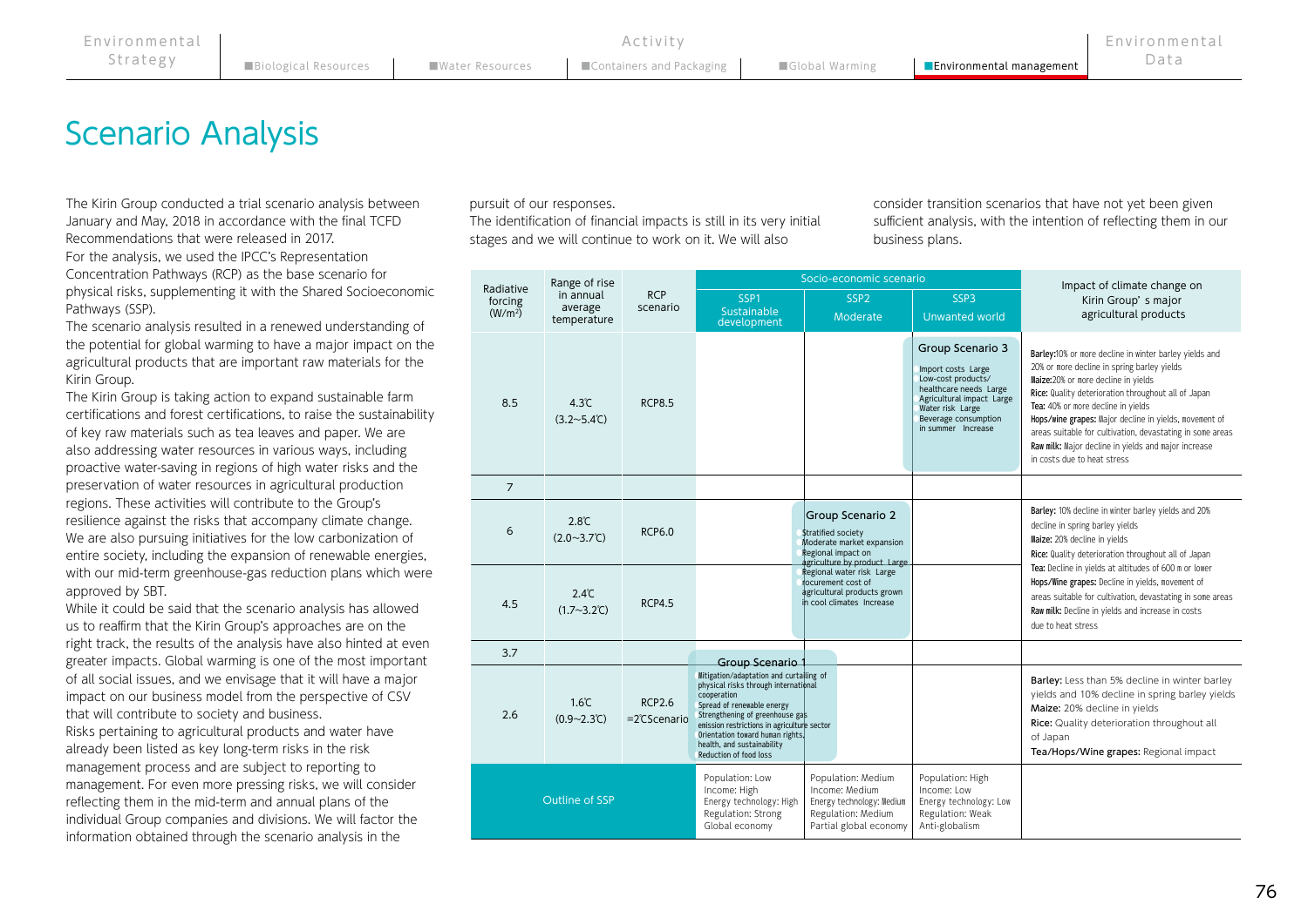# Scenario Analysis

The Kirin Group conducted a trial scenario analysis between January and May, 2018 in accordance with the final TCFD Recommendations that were released in 2017.

For the analysis, we used the IPCC's Representation Concentration Pathways (RCP) as the base scenario for physical risks, supplementing it with the Shared Socioeconomic Pathways (SSP).

The scenario analysis resulted in a renewed understanding of the potential for global warming to have a major impact on the agricultural products that are important raw materials for the Kirin Group.

The Kirin Group is taking action to expand sustainable farm certifications and forest certifications, to raise the sustainability of key raw materials such as tea leaves and paper. We are also addressing water resources in various ways, including proactive water-saving in regions of high water risks and the preservation of water resources in agricultural production regions. These activities will contribute to the Group's resilience against the risks that accompany climate change. We are also pursuing initiatives for the low carbonization of entire society, including the expansion of renewable energies, with our mid-term greenhouse-gas reduction plans which were approved by SBT.

While it could be said that the scenario analysis has allowed us to reaffirm that the Kirin Group's approaches are on the right track, the results of the analysis have also hinted at even greater impacts. Global warming is one of the most important of all social issues, and we envisage that it will have a major impact on our business model from the perspective of CSV that will contribute to society and business.

Risks pertaining to agricultural products and water have already been listed as key long-term risks in the risk management process and are subject to reporting to management. For even more pressing risks, we will consider reflecting them in the mid-term and annual plans of the individual Group companies and divisions. We will factor the information obtained through the scenario analysis in the pursuit of our responses.

The identification of financial impacts is still in its very initial stages and we will continue to work on it. We will also consider transition scenarios that have not yet been given sufficient analysis, with the intention of reflecting them in our business plans.

| Radiative forcing (W/m²) | Range of rise in annual average temperature | RCP scenario | Socio-economic scenario | | | Impact of climate change on Kirin Group's major agricultural products |
|---|---|---|---|---|---|---|
| | | | SSP1 Sustainable development | SSP2 Moderate | SSP3 Unwanted world | |
| 8.5 | 4.3℃ (3.2~5.4℃) | RCP8.5 | | | **Group Scenario 3**<br>Import costs Large<br>Low-cost products/ healthcare needs Large<br>Agricultural impact Large<br>Water risk Large<br>Beverage consumption in summer Increase | **Barley:** 10% or more decline in winter barley yields and 20% or more decline in spring barley yields<br>**Maize:** 20% or more decline in yields<br>**Rice:** Quality deterioration throughout all of Japan<br>**Tea:** 40% or more decline in yields<br>**Hops/wine grapes:** Major decline in yields, movement of areas suitable for cultivation, devastating in some areas<br>**Raw milk:** Major decline in yields and major increase in costs due to heat stress |
| 7 | | | | | | |
| 6 | 2.8℃ (2.0~3.7℃) | RCP6.0 | | **Group Scenario 2**<br>Stratified society<br>Moderate market expansion<br>Regional impact on agriculture by product Large<br>Regional water risk Large<br>Procurement cost of agricultural products grown in cool climates Increase | | **Barley:** 10% decline in winter barley yields and 20% decline in spring barley yields<br>**Maize:** 20% decline in yields<br>**Rice:** Quality deterioration throughout all of Japan<br>**Tea:** Decline in yields at altitudes of 600 m or lower<br>**Hops/Wine grapes:** Decline in yields, movement of areas suitable for cultivation, devastating in some areas<br>**Raw milk:** Decline in yields and increase in costs due to heat stress |
| 4.5 | 2.4℃ (1.7~3.2℃) | RCP4.5 | | | | |
| 3.7 | | | | | | |
| 2.6 | 1.6℃ (0.9~2.3℃) | RCP2.6 =2℃scenario | **Group Scenario 1**<br>Mitigation/adaptation and curtailing of physical risks through international cooperation<br>Spread of renewable energy<br>Strengthening of greenhouse gas emission restrictions in agriculture sector<br>Orientation toward human rights, health, and sustainability<br>Reduction of food loss | | | **Barley:** Less than 5% decline in winter barley yields and 10% decline in spring barley yields<br>**Maize:** 20% decline in yields<br>**Rice:** Quality deterioration throughout all of Japan<br>**Tea/Hops/Wine grapes:** Regional impact |
| Outline of SSP | | | Population: Low<br>Income: High<br>Energy technology: High<br>Regulation: Strong<br>Global economy | Population: Medium<br>Income: Medium<br>Energy technology: Medium<br>Regulation: Medium<br>Partial global economy | Population: High<br>Income: Low<br>Energy technology: Low<br>Regulation: Weak<br>Anti-globalism | |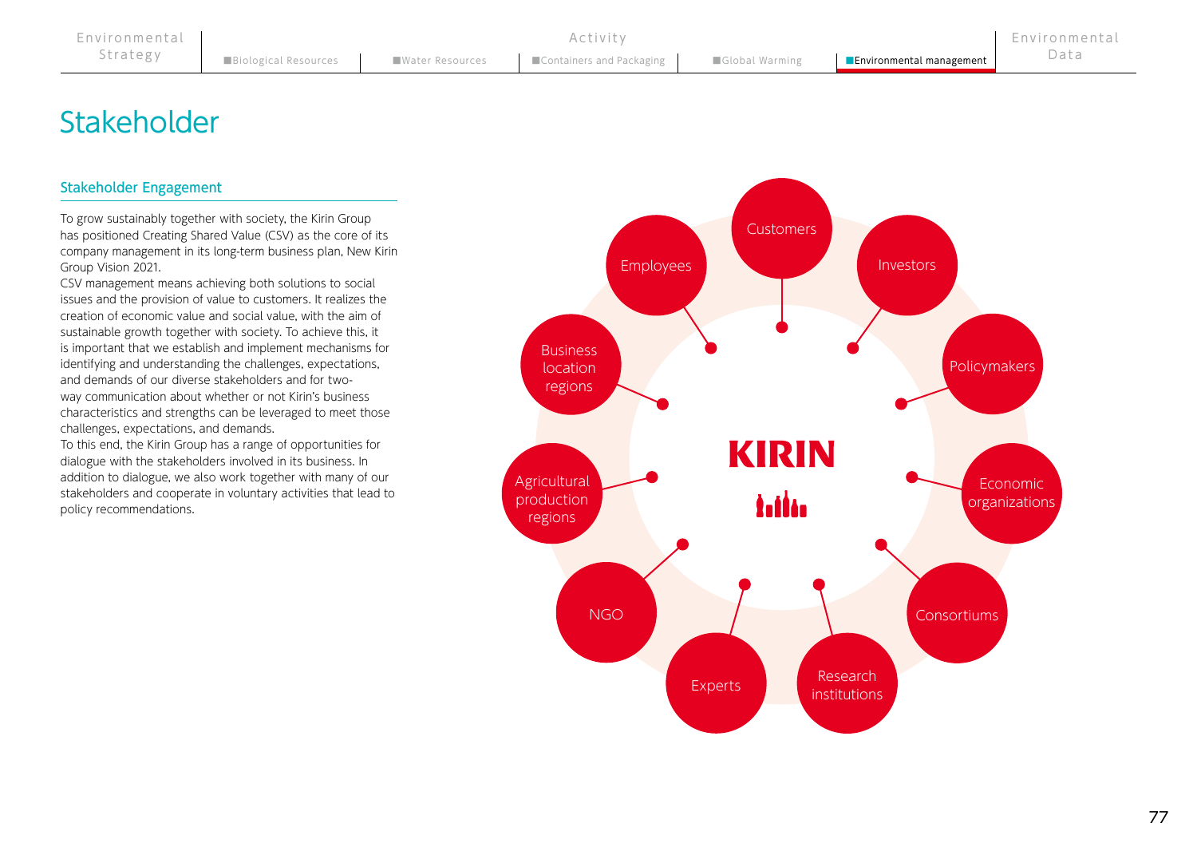# Stakeholder

## Stakeholder Engagement

To grow sustainably together with society, the Kirin Group has positioned Creating Shared Value (CSV) as the core of its company management in its long-term business plan, New Kirin Group Vision 2021.

CSV management means achieving both solutions to social issues and the provision of value to customers. It realizes the creation of economic value and social value, with the aim of sustainable growth together with society. To achieve this, it is important that we establish and implement mechanisms for identifying and understanding the challenges, expectations, and demands of our diverse stakeholders and for two-way communication about whether or not Kirin's business characteristics and strengths can be leveraged to meet those challenges, expectations, and demands.

To this end, the Kirin Group has a range of opportunities for dialogue with the stakeholders involved in its business. In addition to dialogue, we also work together with many of our stakeholders and cooperate in voluntary activities that lead to policy recommendations.

KIRIN

- Customers
- Investors
- Policymakers
- Economic organizations
- Consortiums
- Research institutions
- Experts
- NGO
- Agricultural production regions
- Business location regions
- Employees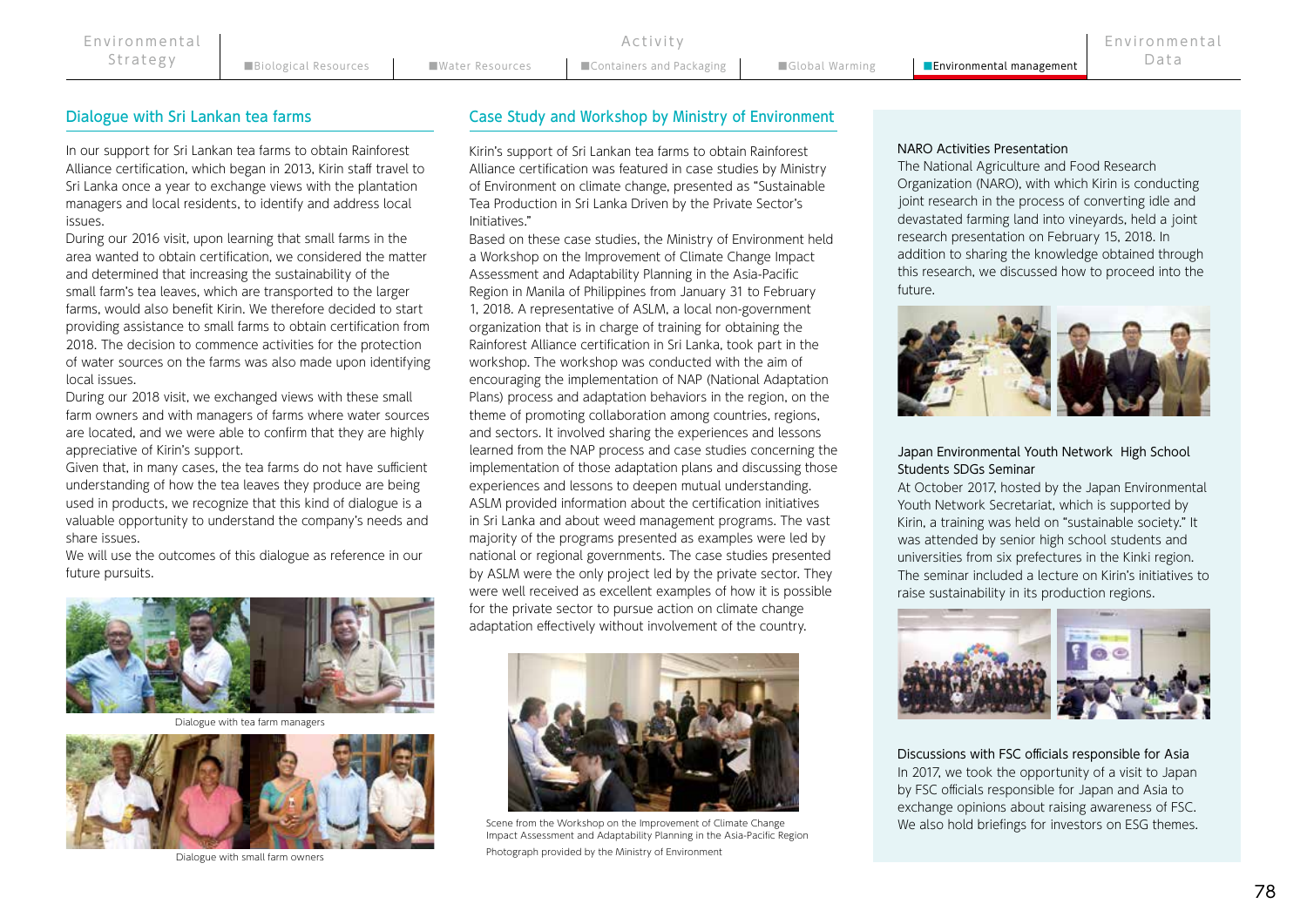## Dialogue with Sri Lankan tea farms

In our support for Sri Lankan tea farms to obtain Rainforest Alliance certification, which began in 2013, Kirin staff travel to Sri Lanka once a year to exchange views with the plantation managers and local residents, to identify and address local issues.

During our 2016 visit, upon learning that small farms in the area wanted to obtain certification, we considered the matter and determined that increasing the sustainability of the small farm's tea leaves, which are transported to the larger farms, would also benefit Kirin. We therefore decided to start providing assistance to small farms to obtain certification from 2018. The decision to commence activities for the protection of water sources on the farms was also made upon identifying local issues.

During our 2018 visit, we exchanged views with these small farm owners and with managers of farms where water sources are located, and we were able to confirm that they are highly appreciative of Kirin's support.

Given that, in many cases, the tea farms do not have sufficient understanding of how the tea leaves they produce are being used in products, we recognize that this kind of dialogue is a valuable opportunity to understand the company's needs and share issues.

We will use the outcomes of this dialogue as reference in our future pursuits.

Dialogue with tea farm managers

Dialogue with small farm owners

## Case Study and Workshop by Ministry of Environment

Kirin's support of Sri Lankan tea farms to obtain Rainforest Alliance certification was featured in case studies by Ministry of Environment on climate change, presented as "Sustainable Tea Production in Sri Lanka Driven by the Private Sector's Initiatives."

Based on these case studies, the Ministry of Environment held a Workshop on the Improvement of Climate Change Impact Assessment and Adaptability Planning in the Asia-Pacific Region in Manila of Philippines from January 31 to February 1, 2018. A representative of ASLM, a local non-government organization that is in charge of training for obtaining the Rainforest Alliance certification in Sri Lanka, took part in the workshop. The workshop was conducted with the aim of encouraging the implementation of NAP (National Adaptation Plans) process and adaptation behaviors in the region, on the theme of promoting collaboration among countries, regions, and sectors. It involved sharing the experiences and lessons learned from the NAP process and case studies concerning the implementation of those adaptation plans and discussing those experiences and lessons to deepen mutual understanding. ASLM provided information about the certification initiatives in Sri Lanka and about weed management programs. The vast majority of the programs presented as examples were led by national or regional governments. The case studies presented by ASLM were the only project led by the private sector. They were well received as excellent examples of how it is possible for the private sector to pursue action on climate change adaptation effectively without involvement of the country.

Scene from the Workshop on the Improvement of Climate Change Impact Assessment and Adaptability Planning in the Asia-Pacific Region

Photograph provided by the Ministry of Environment

### NARO Activities Presentation

The National Agriculture and Food Research Organization (NARO), with which Kirin is conducting joint research in the process of converting idle and devastated farming land into vineyards, held a joint research presentation on February 15, 2018. In addition to sharing the knowledge obtained through this research, we discussed how to proceed into the future.

### Japan Environmental Youth Network High School Students SDGs Seminar

At October 2017, hosted by the Japan Environmental Youth Network Secretariat, which is supported by Kirin, a training was held on "sustainable society." It was attended by senior high school students and universities from six prefectures in the Kinki region. The seminar included a lecture on Kirin's initiatives to raise sustainability in its production regions.

### Discussions with FSC officials responsible for Asia

In 2017, we took the opportunity of a visit to Japan by FSC officials responsible for Japan and Asia to exchange opinions about raising awareness of FSC. We also hold briefings for investors on ESG themes.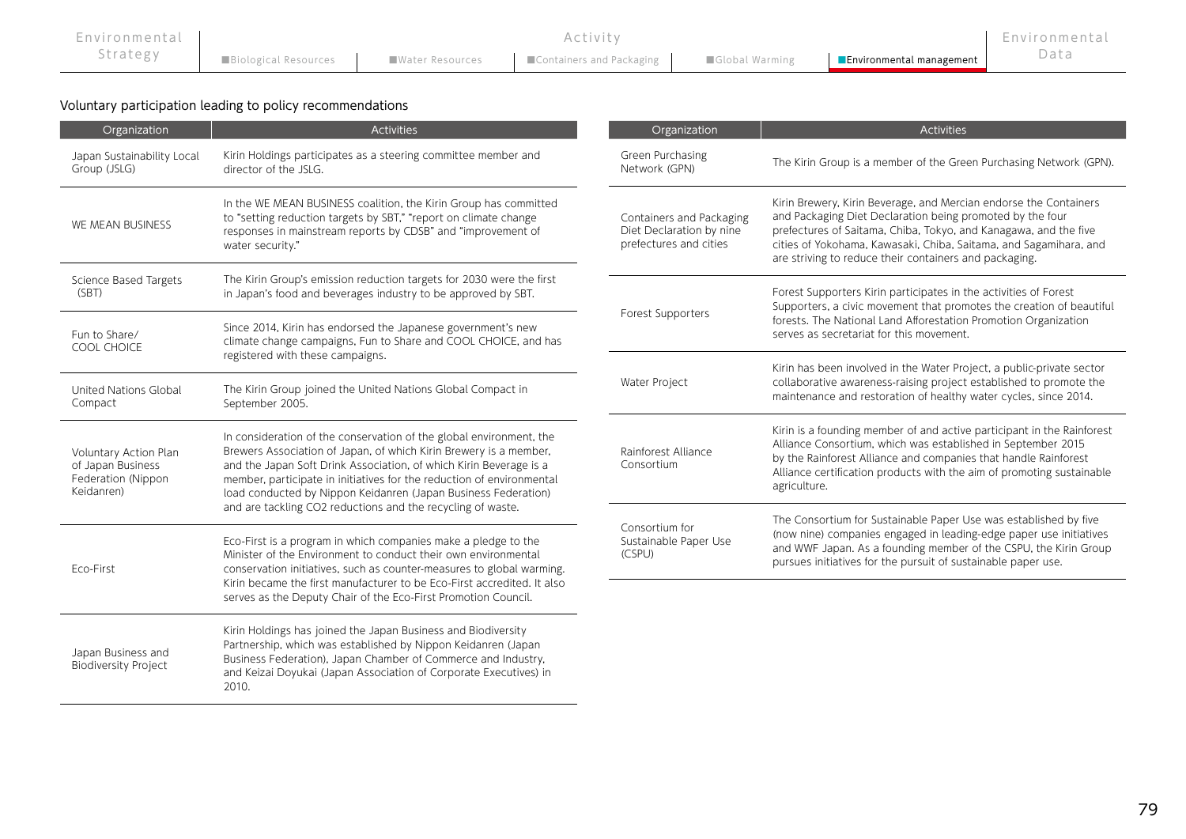## Voluntary participation leading to policy recommendations

| Organization | Activities |
|---|---|
| Japan Sustainability Local Group (JSLG) | Kirin Holdings participates as a steering committee member and director of the JSLG. |
| WE MEAN BUSINESS | In the WE MEAN BUSINESS coalition, the Kirin Group has committed to "setting reduction targets by SBT," "report on climate change responses in mainstream reports by CDSB" and "improvement of water security." |
| Science Based Targets (SBT) | The Kirin Group's emission reduction targets for 2030 were the first in Japan's food and beverages industry to be approved by SBT. |
| Fun to Share/ COOL CHOICE | Since 2014, Kirin has endorsed the Japanese government's new climate change campaigns, Fun to Share and COOL CHOICE, and has registered with these campaigns. |
| United Nations Global Compact | The Kirin Group joined the United Nations Global Compact in September 2005. |
| Voluntary Action Plan of Japan Business Federation (Nippon Keidanren) | In consideration of the conservation of the global environment, the Brewers Association of Japan, of which Kirin Brewery is a member, and the Japan Soft Drink Association, of which Kirin Beverage is a member, participate in initiatives for the reduction of environmental load conducted by Nippon Keidanren (Japan Business Federation) and are tackling CO2 reductions and the recycling of waste. |
| Eco-First | Eco-First is a program in which companies make a pledge to the Minister of the Environment to conduct their own environmental conservation initiatives, such as counter-measures to global warming. Kirin became the first manufacturer to be Eco-First accredited. It also serves as the Deputy Chair of the Eco-First Promotion Council. |
| Japan Business and Biodiversity Project | Kirin Holdings has joined the Japan Business and Biodiversity Partnership, which was established by Nippon Keidanren (Japan Business Federation), Japan Chamber of Commerce and Industry, and Keizai Doyukai (Japan Association of Corporate Executives) in 2010. |
| Green Purchasing Network (GPN) | The Kirin Group is a member of the Green Purchasing Network (GPN). |
| Containers and Packaging Diet Declaration by nine prefectures and cities | Kirin Brewery, Kirin Beverage, and Mercian endorse the Containers and Packaging Diet Declaration being promoted by the four prefectures of Saitama, Chiba, Tokyo, and Kanagawa, and the five cities of Yokohama, Kawasaki, Chiba, Saitama, and Sagamihara, and are striving to reduce their containers and packaging. |
| Forest Supporters | Forest Supporters Kirin participates in the activities of Forest Supporters, a civic movement that promotes the creation of beautiful forests. The National Land Afforestation Promotion Organization serves as secretariat for this movement. |
| Water Project | Kirin has been involved in the Water Project, a public-private sector collaborative awareness-raising project established to promote the maintenance and restoration of healthy water cycles, since 2014. |
| Rainforest Alliance Consortium | Kirin is a founding member of and active participant in the Rainforest Alliance Consortium, which was established in September 2015 by the Rainforest Alliance and companies that handle Rainforest Alliance certification products with the aim of promoting sustainable agriculture. |
| Consortium for Sustainable Paper Use (CSPU) | The Consortium for Sustainable Paper Use was established by five (now nine) companies engaged in leading-edge paper use initiatives and WWF Japan. As a founding member of the CSPU, the Kirin Group pursues initiatives for the pursuit of sustainable paper use. |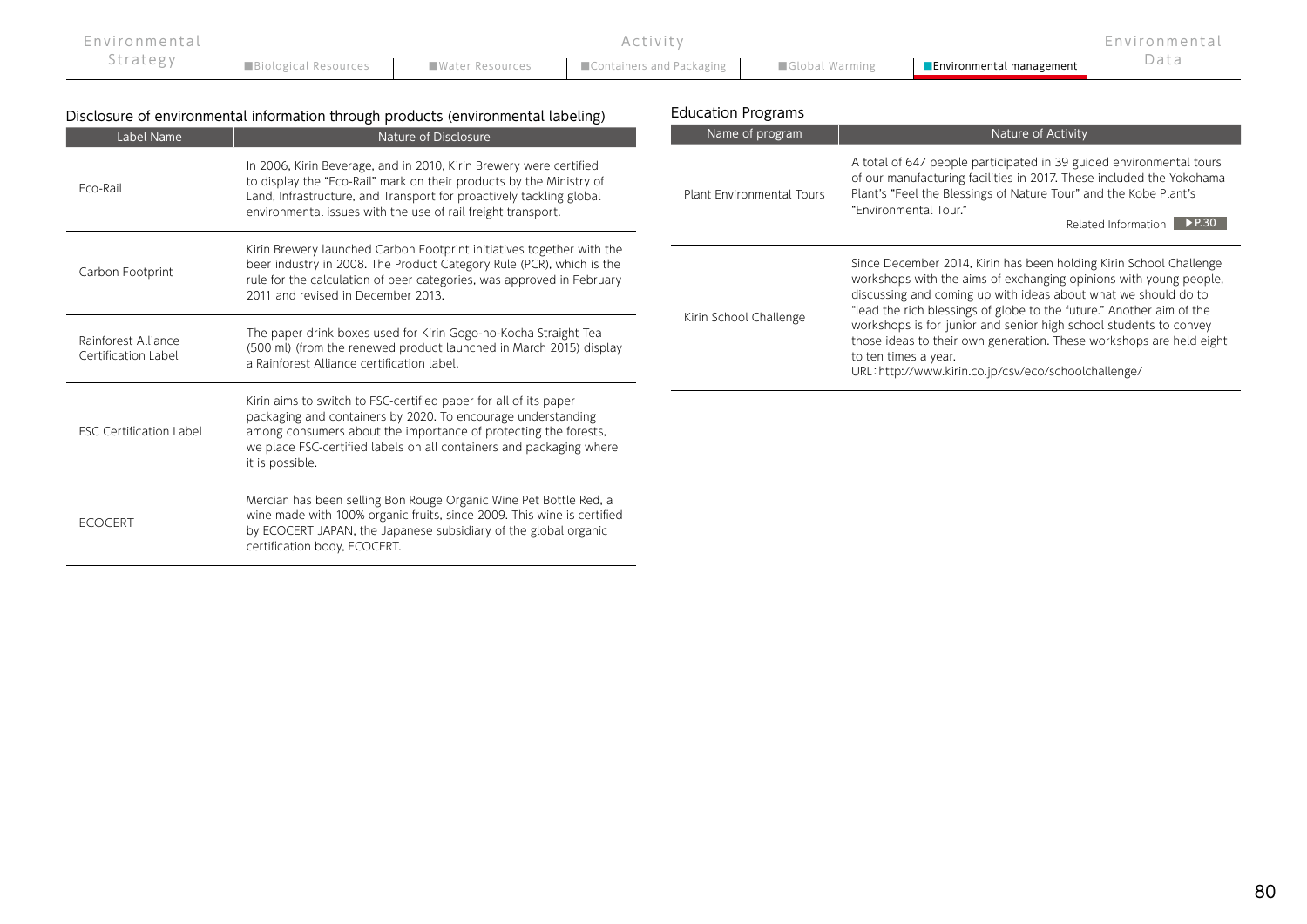## Disclosure of environmental information through products (environmental labeling)

| Label Name | Nature of Disclosure |
|---|---|
| Eco-Rail | In 2006, Kirin Beverage, and in 2010, Kirin Brewery were certified to display the "Eco-Rail" mark on their products by the Ministry of Land, Infrastructure, and Transport for proactively tackling global environmental issues with the use of rail freight transport. |
| Carbon Footprint | Kirin Brewery launched Carbon Footprint initiatives together with the beer industry in 2008. The Product Category Rule (PCR), which is the rule for the calculation of beer categories, was approved in February 2011 and revised in December 2013. |
| Rainforest Alliance Certification Label | The paper drink boxes used for Kirin Gogo-no-Kocha Straight Tea (500 ml) (from the renewed product launched in March 2015) display a Rainforest Alliance certification label. |
| FSC Certification Label | Kirin aims to switch to FSC-certified paper for all of its paper packaging and containers by 2020. To encourage understanding among consumers about the importance of protecting the forests, we place FSC-certified labels on all containers and packaging where it is possible. |
| ECOCERT | Mercian has been selling Bon Rouge Organic Wine Pet Bottle Red, a wine made with 100% organic fruits, since 2009. This wine is certified by ECOCERT JAPAN, the Japanese subsidiary of the global organic certification body, ECOCERT. |

## Education Programs

| Name of program | Nature of Activity |
|---|---|
| Plant Environmental Tours | A total of 647 people participated in 39 guided environmental tours of our manufacturing facilities in 2017. These included the Yokohama Plant's "Feel the Blessings of Nature Tour" and the Kobe Plant's "Environmental Tour." Related Information ▶P.30 |
| Kirin School Challenge | Since December 2014, Kirin has been holding Kirin School Challenge workshops with the aims of exchanging opinions with young people, discussing and coming up with ideas about what we should do to "lead the rich blessings of globe to the future." Another aim of the workshops is for junior and senior high school students to convey those ideas to their own generation. These workshops are held eight to ten times a year. URL：http://www.kirin.co.jp/csv/eco/schoolchallenge/ |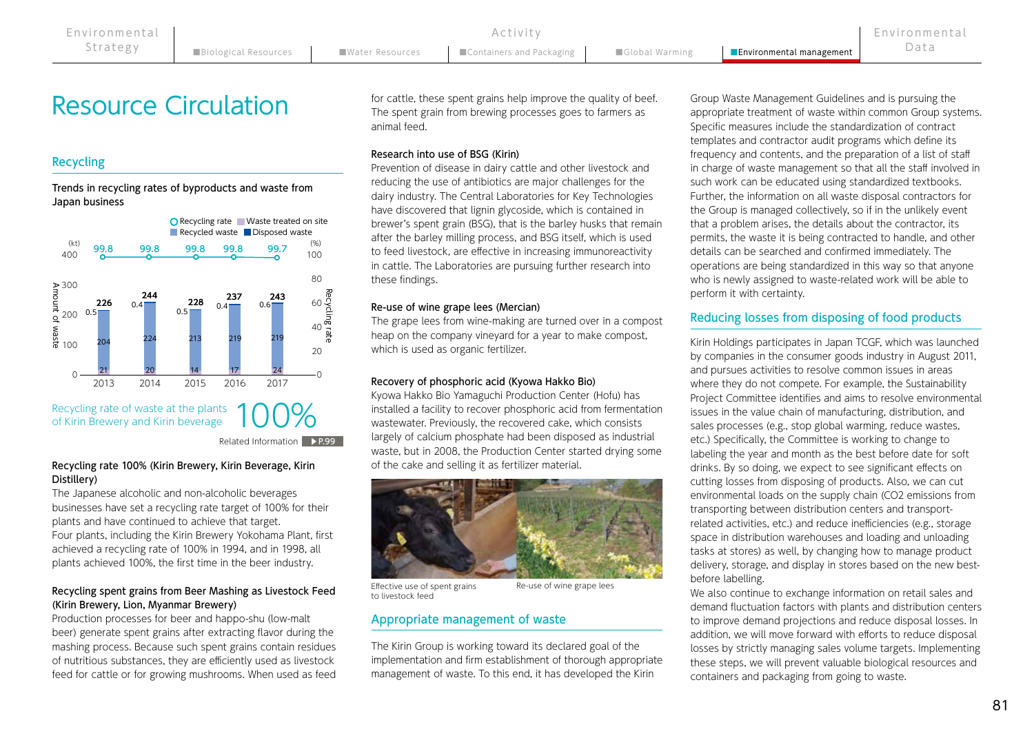# Resource Circulation

## Recycling

**Trends in recycling rates of byproducts and waste from Japan business**

| Year | Recycling rate (%) | Total (kt) | Waste treated on site | Recycled waste | Disposed waste |
|---|---|---|---|---|---|
| 2013 | 99.8 | 226 | 21 | 204 | 0.5 |
| 2014 | 99.8 | 244 | 20 | 224 | 0.4 |
| 2015 | 99.8 | 228 | 14 | 213 | 0.5 |
| 2016 | 99.8 | 237 | 17 | 219 | 0.4 |
| 2017 | 99.7 | 243 | 24 | 219 | 0.6 |

Recycling rate of waste at the plants of Kirin Brewery and Kirin beverage **100%**

Related Information ▶P.99

**Recycling rate 100% (Kirin Brewery, Kirin Beverage, Kirin Distillery)**

The Japanese alcoholic and non-alcoholic beverages businesses have set a recycling rate target of 100% for their plants and have continued to achieve that target.
Four plants, including the Kirin Brewery Yokohama Plant, first achieved a recycling rate of 100% in 1994, and in 1998, all plants achieved 100%, the first time in the beer industry.

**Recycling spent grains from Beer Mashing as Livestock Feed (Kirin Brewery, Lion, Myanmar Brewery)**

Production processes for beer and happo-shu (low-malt beer) generate spent grains after extracting flavor during the mashing process. Because such spent grains contain residues of nutritious substances, they are efficiently used as livestock feed for cattle or for growing mushrooms. When used as feed for cattle, these spent grains help improve the quality of beef. The spent grain from brewing processes goes to farmers as animal feed.

**Research into use of BSG (Kirin)**

Prevention of disease in dairy cattle and other livestock and reducing the use of antibiotics are major challenges for the dairy industry. The Central Laboratories for Key Technologies have discovered that lignin glycoside, which is contained in brewer's spent grain (BSG), that is the barley husks that remain after the barley milling process, and BSG itself, which is used to feed livestock, are effective in increasing immunoreactivity in cattle. The Laboratories are pursuing further research into these findings.

**Re-use of wine grape lees (Mercian)**

The grape lees from wine-making are turned over in a compost heap on the company vineyard for a year to make compost, which is used as organic fertilizer.

**Recovery of phosphoric acid (Kyowa Hakko Bio)**

Kyowa Hakko Bio Yamaguchi Production Center (Hofu) has installed a facility to recover phosphoric acid from fermentation wastewater. Previously, the recovered cake, which consists largely of calcium phosphate had been disposed as industrial waste, but in 2008, the Production Center started drying some of the cake and selling it as fertilizer material.

Effective use of spent grains to livestock feed

Re-use of wine grape lees

## Appropriate management of waste

The Kirin Group is working toward its declared goal of the implementation and firm establishment of thorough appropriate management of waste. To this end, it has developed the Kirin Group Waste Management Guidelines and is pursuing the appropriate treatment of waste within common Group systems. Specific measures include the standardization of contract templates and contractor audit programs which define its frequency and contents, and the preparation of a list of staff in charge of waste management so that all the staff involved in such work can be educated using standardized textbooks. Further, the information on all waste disposal contractors for the Group is managed collectively, so if in the unlikely event that a problem arises, the details about the contractor, its permits, the waste it is being contracted to handle, and other details can be searched and confirmed immediately. The operations are being standardized in this way so that anyone who is newly assigned to waste-related work will be able to perform it with certainty.

## Reducing losses from disposing of food products

Kirin Holdings participates in Japan TCGF, which was launched by companies in the consumer goods industry in August 2011, and pursues activities to resolve common issues in areas where they do not compete. For example, the Sustainability Project Committee identifies and aims to resolve environmental issues in the value chain of manufacturing, distribution, and sales processes (e.g., stop global warming, reduce wastes, etc.) Specifically, the Committee is working to change to labeling the year and month as the best before date for soft drinks. By so doing, we expect to see significant effects on cutting losses from disposing of products. Also, we can cut environmental loads on the supply chain ($CO_2$ emissions from transporting between distribution centers and transport-related activities, etc.) and reduce inefficiencies (e.g., storage space in distribution warehouses and loading and unloading tasks at stores) as well, by changing how to manage product delivery, storage, and display in stores based on the new best-before labelling.

We also continue to exchange information on retail sales and demand fluctuation factors with plants and distribution centers to improve demand projections and reduce disposal losses. In addition, we will move forward with efforts to reduce disposal losses by strictly managing sales volume targets. Implementing these steps, we will prevent valuable biological resources and containers and packaging from going to waste.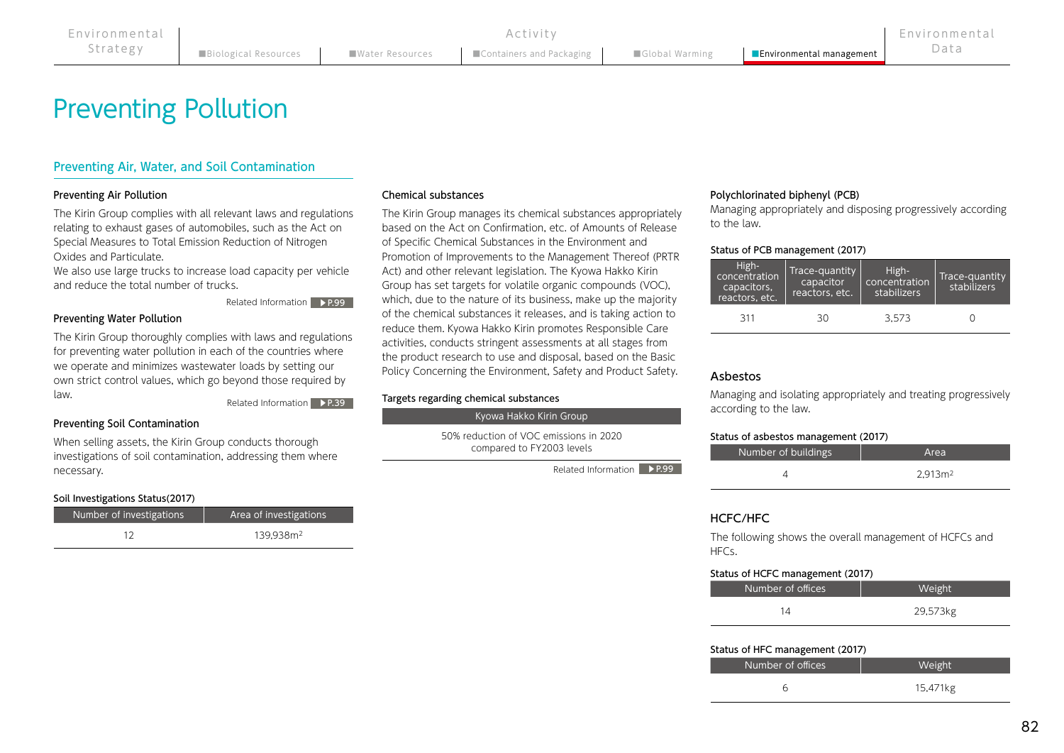# Preventing Pollution

## Preventing Air, Water, and Soil Contamination

### Preventing Air Pollution

The Kirin Group complies with all relevant laws and regulations relating to exhaust gases of automobiles, such as the Act on Special Measures to Total Emission Reduction of Nitrogen Oxides and Particulate.
We also use large trucks to increase load capacity per vehicle and reduce the total number of trucks.

Related Information ▶P.99

### Preventing Water Pollution

The Kirin Group thoroughly complies with laws and regulations for preventing water pollution in each of the countries where we operate and minimizes wastewater loads by setting our own strict control values, which go beyond those required by law.

Related Information ▶P.39

### Preventing Soil Contamination

When selling assets, the Kirin Group conducts thorough investigations of soil contamination, addressing them where necessary.

Soil Investigations Status(2017)

| Number of investigations | Area of investigations |
|---|---|
| 12 | 139,938m$^2$ |

### Chemical substances

The Kirin Group manages its chemical substances appropriately based on the Act on Confirmation, etc. of Amounts of Release of Specific Chemical Substances in the Environment and Promotion of Improvements to the Management Thereof (PRTR Act) and other relevant legislation. The Kyowa Hakko Kirin Group has set targets for volatile organic compounds (VOC), which, due to the nature of its business, make up the majority of the chemical substances it releases, and is taking action to reduce them. Kyowa Hakko Kirin promotes Responsible Care activities, conducts stringent assessments at all stages from the product research to use and disposal, based on the Basic Policy Concerning the Environment, Safety and Product Safety.

Targets regarding chemical substances

| Kyowa Hakko Kirin Group |
|---|
| 50% reduction of VOC emissions in 2020 compared to FY2003 levels |

Related Information ▶P.99

### Polychlorinated biphenyl (PCB)

Managing appropriately and disposing progressively according to the law.

Status of PCB management (2017)

| High-concentration capacitors, reactors, etc. | Trace-quantity capacitor reactors, etc. | High-concentration stabilizers | Trace-quantity stabilizers |
|---|---|---|---|
| 311 | 30 | 3,573 | 0 |

### Asbestos

Managing and isolating appropriately and treating progressively according to the law.

Status of asbestos management (2017)

| Number of buildings | Area |
|---|---|
| 4 | 2,913m$^2$ |

### HCFC/HFC

The following shows the overall management of HCFCs and HFCs.

Status of HCFC management (2017)

| Number of offices | Weight |
|---|---|
| 14 | 29,573kg |

Status of HFC management (2017)

| Number of offices | Weight |
|---|---|
| 6 | 15,471kg |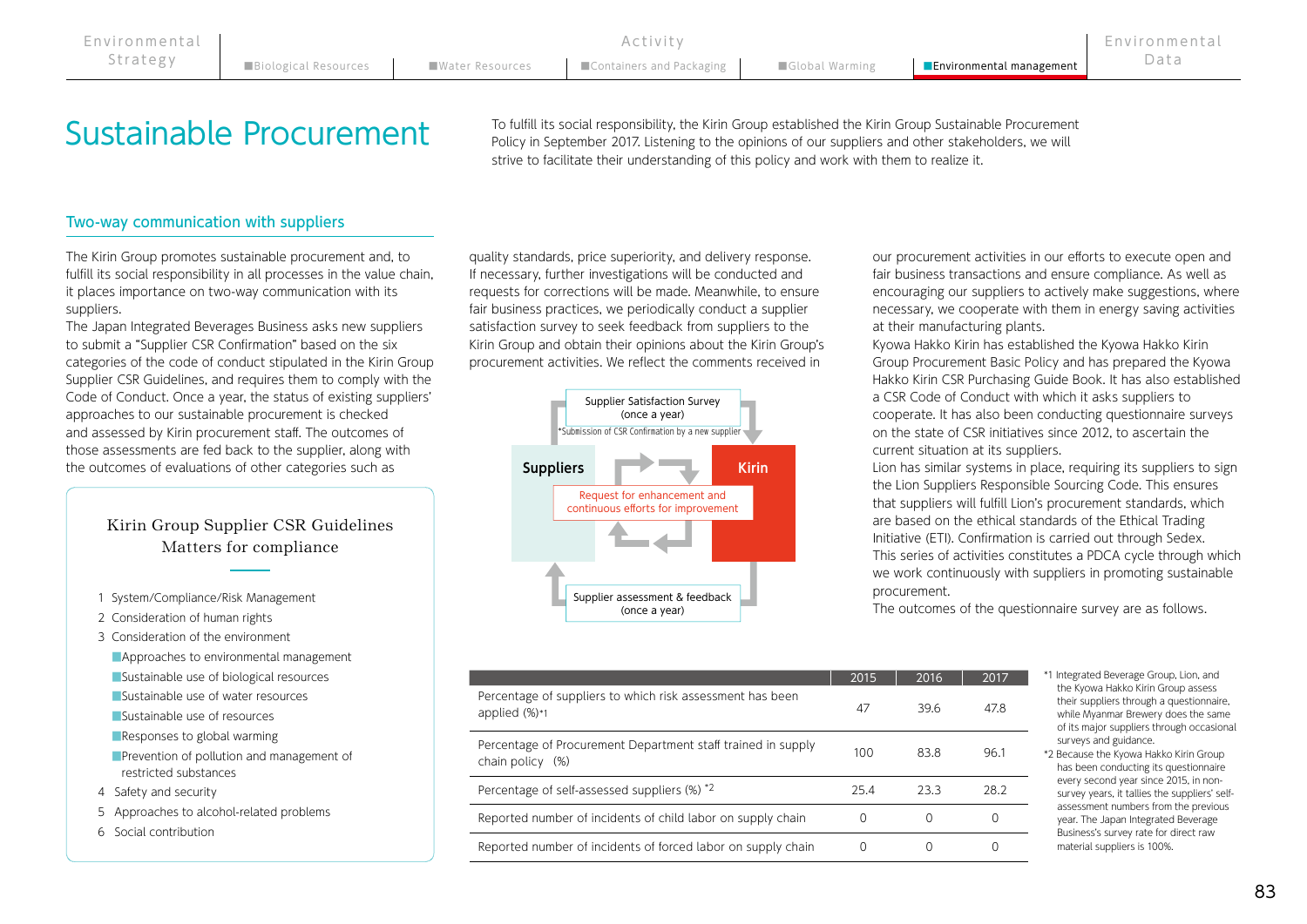# Sustainable Procurement

To fulfill its social responsibility, the Kirin Group established the Kirin Group Sustainable Procurement Policy in September 2017. Listening to the opinions of our suppliers and other stakeholders, we will strive to facilitate their understanding of this policy and work with them to realize it.

## Two-way communication with suppliers

The Kirin Group promotes sustainable procurement and, to fulfill its social responsibility in all processes in the value chain, it places importance on two-way communication with its suppliers.

The Japan Integrated Beverages Business asks new suppliers to submit a "Supplier CSR Confirmation" based on the six categories of the code of conduct stipulated in the Kirin Group Supplier CSR Guidelines, and requires them to comply with the Code of Conduct. Once a year, the status of existing suppliers' approaches to our sustainable procurement is checked and assessed by Kirin procurement staff. The outcomes of those assessments are fed back to the supplier, along with the outcomes of evaluations of other categories such as quality standards, price superiority, and delivery response. If necessary, further investigations will be conducted and requests for corrections will be made. Meanwhile, to ensure fair business practices, we periodically conduct a supplier satisfaction survey to seek feedback from suppliers to the Kirin Group and obtain their opinions about the Kirin Group's procurement activities. We reflect the comments received in our procurement activities in our efforts to execute open and fair business transactions and ensure compliance. As well as encouraging our suppliers to actively make suggestions, where necessary, we cooperate with them in energy saving activities at their manufacturing plants.

Kyowa Hakko Kirin has established the Kyowa Hakko Kirin Group Procurement Basic Policy and has prepared the Kyowa Hakko Kirin CSR Purchasing Guide Book. It has also established a CSR Code of Conduct with which it asks suppliers to cooperate. It has also been conducting questionnaire surveys on the state of CSR initiatives since 2012, to ascertain the current situation at its suppliers.

Lion has similar systems in place, requiring its suppliers to sign the Lion Suppliers Responsible Sourcing Code. This ensures that suppliers will fulfill Lion's procurement standards, which are based on the ethical standards of the Ethical Trading Initiative (ETI). Confirmation is carried out through Sedex.

This series of activities constitutes a PDCA cycle through which we work continuously with suppliers in promoting sustainable procurement.

The outcomes of the questionnaire survey are as follows.

**Kirin Group Supplier CSR Guidelines Matters for compliance**

1. System/Compliance/Risk Management
2. Consideration of human rights
3. Consideration of the environment
   - Approaches to environmental management
   - Sustainable use of biological resources
   - Sustainable use of water resources
   - Sustainable use of resources
   - Responses to global warming
   - Prevention of pollution and management of restricted substances
4. Safety and security
5. Approaches to alcohol-related problems
6. Social contribution

Suppliers — Kirin

- Supplier Satisfaction Survey (once a year)
- *Submission of CSR Confirmation by a new supplier
- Request for enhancement and continuous efforts for improvement
- Supplier assessment & feedback (once a year)

| | 2015 | 2016 | 2017 |
|---|---|---|---|
| Percentage of suppliers to which risk assessment has been applied (%)*1 | 47 | 39.6 | 47.8 |
| Percentage of Procurement Department staff trained in supply chain policy (%) | 100 | 83.8 | 96.1 |
| Percentage of self-assessed suppliers (%) *2 | 25.4 | 23.3 | 28.2 |
| Reported number of incidents of child labor on supply chain | 0 | 0 | 0 |
| Reported number of incidents of forced labor on supply chain | 0 | 0 | 0 |

*1 Integrated Beverage Group, Lion, and the Kyowa Hakko Kirin Group assess their suppliers through a questionnaire, while Myanmar Brewery does the same of its major suppliers through occasional surveys and guidance.

*2 Because the Kyowa Hakko Kirin Group has been conducting its questionnaire every second year since 2015, in non-survey years, it tallies the suppliers' self-assessment numbers from the previous year. The Japan Integrated Beverage Business's survey rate for direct raw material suppliers is 100%.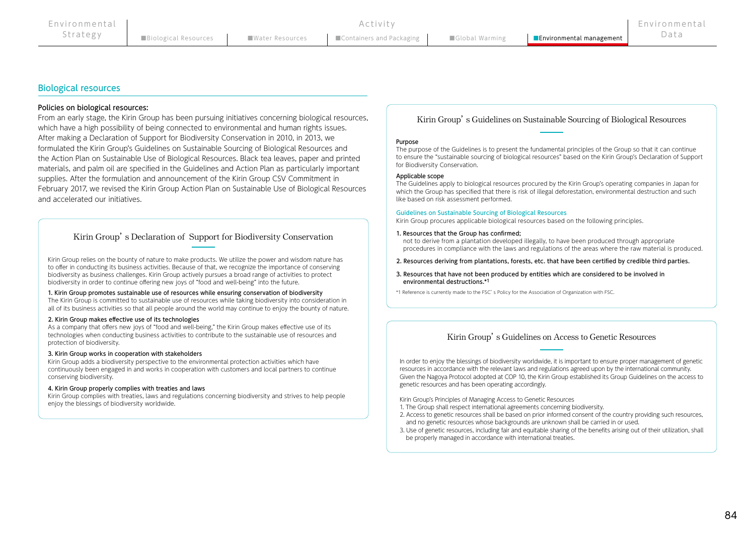## Biological resources

**Policies on biological resources:**

From an early stage, the Kirin Group has been pursuing initiatives concerning biological resources, which have a high possibility of being connected to environmental and human rights issues. After making a Declaration of Support for Biodiversity Conservation in 2010, in 2013, we formulated the Kirin Group's Guidelines on Sustainable Sourcing of Biological Resources and the Action Plan on Sustainable Use of Biological Resources. Black tea leaves, paper and printed materials, and palm oil are specified in the Guidelines and Action Plan as particularly important supplies. After the formulation and announcement of the Kirin Group CSV Commitment in February 2017, we revised the Kirin Group Action Plan on Sustainable Use of Biological Resources and accelerated our initiatives.

### Kirin Group's Declaration of Support for Biodiversity Conservation

Kirin Group relies on the bounty of nature to make products. We utilize the power and wisdom nature has to offer in conducting its business activities. Because of that, we recognize the importance of conserving biodiversity as business challenges. Kirin Group actively pursues a broad range of activities to protect biodiversity in order to continue offering new joys of "food and well-being" into the future.

**1. Kirin Group promotes sustainable use of resources while ensuring conservation of biodiversity**
The Kirin Group is committed to sustainable use of resources while taking biodiversity into consideration in all of its business activities so that all people around the world may continue to enjoy the bounty of nature.

**2. Kirin Group makes effective use of its technologies**
As a company that offers new joys of "food and well-being," the Kirin Group makes effective use of its technologies when conducting business activities to contribute to the sustainable use of resources and protection of biodiversity.

**3. Kirin Group works in cooperation with stakeholders**
Kirin Group adds a biodiversity perspective to the environmental protection activities which have continuously been engaged in and works in cooperation with customers and local partners to continue conserving biodiversity.

**4. Kirin Group properly complies with treaties and laws**
Kirin Group complies with treaties, laws and regulations concerning biodiversity and strives to help people enjoy the blessings of biodiversity worldwide.

### Kirin Group's Guidelines on Sustainable Sourcing of Biological Resources

**Purpose**
The purpose of the Guidelines is to present the fundamental principles of the Group so that it can continue to ensure the "sustainable sourcing of biological resources" based on the Kirin Group's Declaration of Support for Biodiversity Conservation.

**Applicable scope**
The Guidelines apply to biological resources procured by the Kirin Group's operating companies in Japan for which the Group has specified that there is risk of illegal deforestation, environmental destruction and such like based on risk assessment performed.

**Guidelines on Sustainable Sourcing of Biological Resources**
Kirin Group procures applicable biological resources based on the following principles.

**1. Resources that the Group has confirmed;**
not to derive from a plantation developed illegally, to have been produced through appropriate procedures in compliance with the laws and regulations of the areas where the raw material is produced.

**2. Resources deriving from plantations, forests, etc. that have been certified by credible third parties.**

**3. Resources that have not been produced by entities which are considered to be involved in environmental destructions.**[*1]

*1 Reference is currently made to the FSC' s Policy for the Association of Organization with FSC.

### Kirin Group's Guidelines on Access to Genetic Resources

In order to enjoy the blessings of biodiversity worldwide, it is important to ensure proper management of genetic resources in accordance with the relevant laws and regulations agreed upon by the international community. Given the Nagoya Protocol adopted at COP 10, the Kirin Group established its Group Guidelines on the access to genetic resources and has been operating accordingly.

Kirin Group's Principles of Managing Access to Genetic Resources

1. The Group shall respect international agreements concerning biodiversity.
2. Access to genetic resources shall be based on prior informed consent of the country providing such resources, and no genetic resources whose backgrounds are unknown shall be carried in or used.
3. Use of genetic resources, including fair and equitable sharing of the benefits arising out of their utilization, shall be properly managed in accordance with international treaties.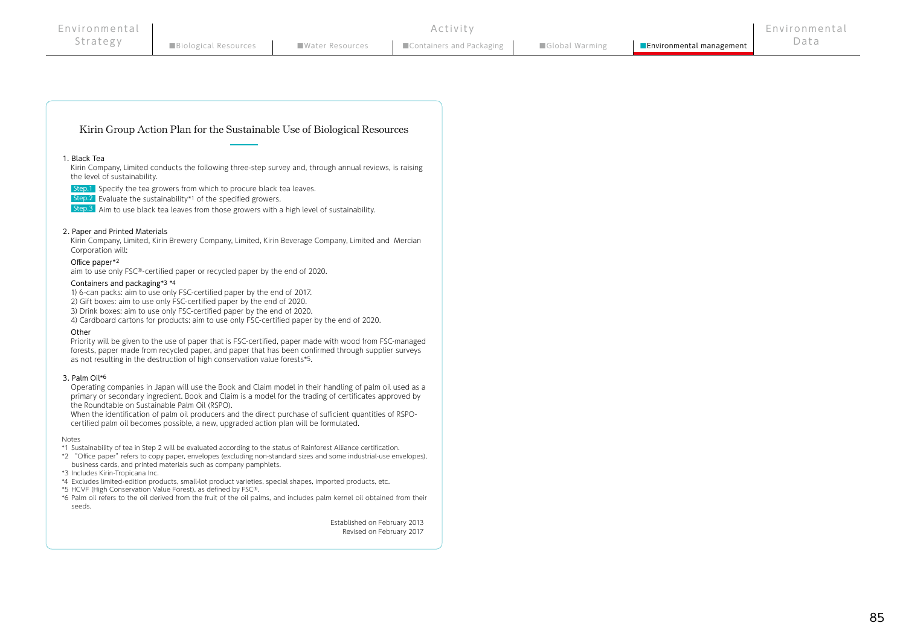## Kirin Group Action Plan for the Sustainable Use of Biological Resources

1. Black Tea

Kirin Company, Limited conducts the following three-step survey and, through annual reviews, is raising the level of sustainability.

**Step.1** Specify the tea growers from which to procure black tea leaves.

**Step.2** Evaluate the sustainability*1 of the specified growers.

**Step.3** Aim to use black tea leaves from those growers with a high level of sustainability.

2. Paper and Printed Materials

Kirin Company, Limited, Kirin Brewery Company, Limited, Kirin Beverage Company, Limited and Mercian Corporation will:

Office paper*2

aim to use only FSC®-certified paper or recycled paper by the end of 2020.

Containers and packaging*3 *4

1) 6-can packs: aim to use only FSC-certified paper by the end of 2017.
2) Gift boxes: aim to use only FSC-certified paper by the end of 2020.
3) Drink boxes: aim to use only FSC-certified paper by the end of 2020.
4) Cardboard cartons for products: aim to use only FSC-certified paper by the end of 2020.

Other

Priority will be given to the use of paper that is FSC-certified, paper made with wood from FSC-managed forests, paper made from recycled paper, and paper that has been confirmed through supplier surveys as not resulting in the destruction of high conservation value forests*5.

3. Palm Oil*6

Operating companies in Japan will use the Book and Claim model in their handling of palm oil used as a primary or secondary ingredient. Book and Claim is a model for the trading of certificates approved by the Roundtable on Sustainable Palm Oil (RSPO).

When the identification of palm oil producers and the direct purchase of sufficient quantities of RSPO-certified palm oil becomes possible, a new, upgraded action plan will be formulated.

Notes

*1 Sustainability of tea in Step 2 will be evaluated according to the status of Rainforest Alliance certification.
*2 "Office paper" refers to copy paper, envelopes (excluding non-standard sizes and some industrial-use envelopes), business cards, and printed materials such as company pamphlets.
*3 Includes Kirin-Tropicana Inc.
*4 Excludes limited-edition products, small-lot product varieties, special shapes, imported products, etc.
*5 HCVF (High Conservation Value Forest), as defined by FSC®.
*6 Palm oil refers to the oil derived from the fruit of the oil palms, and includes palm kernel oil obtained from their seeds.

Established on February 2013
Revised on February 2017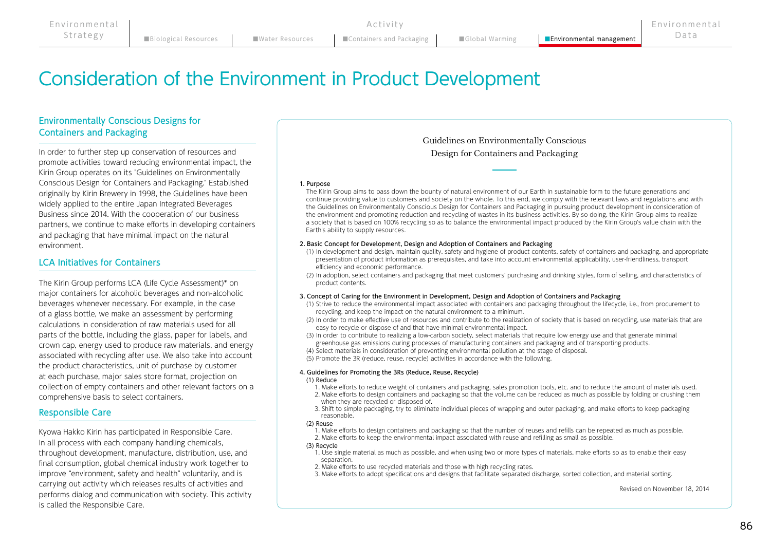# Consideration of the Environment in Product Development

## Environmentally Conscious Designs for Containers and Packaging

In order to further step up conservation of resources and promote activities toward reducing environmental impact, the Kirin Group operates on its "Guidelines on Environmentally Conscious Design for Containers and Packaging." Established originally by Kirin Brewery in 1998, the Guidelines have been widely applied to the entire Japan Integrated Beverages Business since 2014. With the cooperation of our business partners, we continue to make efforts in developing containers and packaging that have minimal impact on the natural environment.

## LCA Initiatives for Containers

The Kirin Group performs LCA (Life Cycle Assessment)* on major containers for alcoholic beverages and non-alcoholic beverages whenever necessary. For example, in the case of a glass bottle, we make an assessment by performing calculations in consideration of raw materials used for all parts of the bottle, including the glass, paper for labels, and crown cap, energy used to produce raw materials, and energy associated with recycling after use. We also take into account the product characteristics, unit of purchase by customer at each purchase, major sales store format, projection on collection of empty containers and other relevant factors on a comprehensive basis to select containers.

## Responsible Care

Kyowa Hakko Kirin has participated in Responsible Care. In all process with each company handling chemicals, throughout development, manufacture, distribution, use, and final consumption, global chemical industry work together to improve "environment, safety and health" voluntarily, and is carrying out activity which releases results of activities and performs dialog and communication with society. This activity is called the Responsible Care.

### Guidelines on Environmentally Conscious Design for Containers and Packaging

**1. Purpose**

The Kirin Group aims to pass down the bounty of natural environment of our Earth in sustainable form to the future generations and continue providing value to customers and society on the whole. To this end, we comply with the relevant laws and regulations and with the Guidelines on Environmentally Conscious Design for Containers and Packaging in pursuing product development in consideration of the environment and promoting reduction and recycling of wastes in its business activities. By so doing, the Kirin Group aims to realize a society that is based on 100% recycling so as to balance the environmental impact produced by the Kirin Group's value chain with the Earth's ability to supply resources.

**2. Basic Concept for Development, Design and Adoption of Containers and Packaging**

(1) In development and design, maintain quality, safety and hygiene of product contents, safety of containers and packaging, and appropriate presentation of product information as prerequisites, and take into account environmental applicability, user-friendliness, transport efficiency and economic performance.

(2) In adoption, select containers and packaging that meet customers' purchasing and drinking styles, form of selling, and characteristics of product contents.

**3. Concept of Caring for the Environment in Development, Design and Adoption of Containers and Packaging**

(1) Strive to reduce the environmental impact associated with containers and packaging throughout the lifecycle, i.e., from procurement to recycling, and keep the impact on the natural environment to a minimum.

(2) In order to make effective use of resources and contribute to the realization of society that is based on recycling, use materials that are easy to recycle or dispose of and that have minimal environmental impact.

(3) In order to contribute to realizing a low-carbon society, select materials that require low energy use and that generate minimal greenhouse gas emissions during processes of manufacturing containers and packaging and of transporting products.

(4) Select materials in consideration of preventing environmental pollution at the stage of disposal.

(5) Promote the 3R (reduce, reuse, recycle) activities in accordance with the following.

**4. Guidelines for Promoting the 3Rs (Reduce, Reuse, Recycle)**

(1) Reduce

1. Make efforts to reduce weight of containers and packaging, sales promotion tools, etc. and to reduce the amount of materials used.
2. Make efforts to design containers and packaging so that the volume can be reduced as much as possible by folding or crushing them when they are recycled or disposed of.
3. Shift to simple packaging, try to eliminate individual pieces of wrapping and outer packaging, and make efforts to keep packaging reasonable.

(2) Reuse

1. Make efforts to design containers and packaging so that the number of reuses and refills can be repeated as much as possible.
2. Make efforts to keep the environmental impact associated with reuse and refilling as small as possible.

(3) Recycle

1. Use single material as much as possible, and when using two or more types of materials, make efforts so as to enable their easy separation.
2. Make efforts to use recycled materials and those with high recycling rates.
3. Make efforts to adopt specifications and designs that facilitate separated discharge, sorted collection, and material sorting.

Revised on November 18, 2014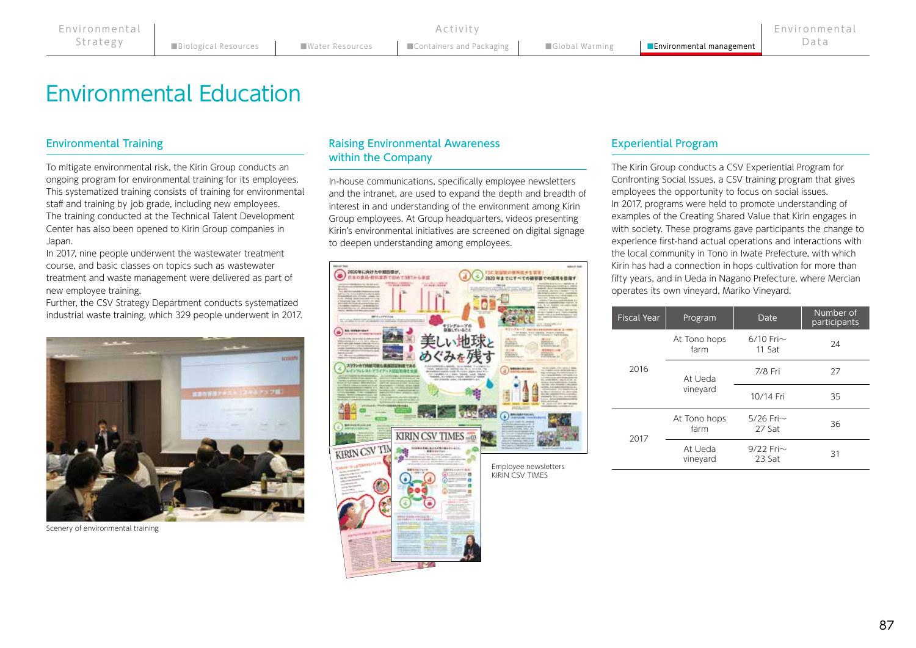# Environmental Education

## Environmental Training

To mitigate environmental risk, the Kirin Group conducts an ongoing program for environmental training for its employees. This systematized training consists of training for environmental staff and training by job grade, including new employees. The training conducted at the Technical Talent Development Center has also been opened to Kirin Group companies in Japan.

In 2017, nine people underwent the wastewater treatment course, and basic classes on topics such as wastewater treatment and waste management were delivered as part of new employee training.

Further, the CSV Strategy Department conducts systematized industrial waste training, which 329 people underwent in 2017.

Scenery of environmental training

## Raising Environmental Awareness within the Company

In-house communications, specifically employee newsletters and the intranet, are used to expand the depth and breadth of interest in and understanding of the environment among Kirin Group employees. At Group headquarters, videos presenting Kirin's environmental initiatives are screened on digital signage to deepen understanding among employees.

Employee newsletters KIRIN CSV TIMES

## Experiential Program

The Kirin Group conducts a CSV Experiential Program for Confronting Social Issues, a CSV training program that gives employees the opportunity to focus on social issues.

In 2017, programs were held to promote understanding of examples of the Creating Shared Value that Kirin engages in with society. These programs gave participants the change to experience first-hand actual operations and interactions with the local community in Tono in Iwate Prefecture, with which Kirin has had a connection in hops cultivation for more than fifty years, and in Ueda in Nagano Prefecture, where Mercian operates its own vineyard, Mariko Vineyard.

| Fiscal Year | Program | Date | Number of participants |
|---|---|---|---|
| 2016 | At Tono hops farm | 6/10 Fri～ 11 Sat | 24 |
| | At Ueda vineyard | 7/8 Fri | 27 |
| | | 10/14 Fri | 35 |
| 2017 | At Tono hops farm | 5/26 Fri～ 27 Sat | 36 |
| | At Ueda vineyard | 9/22 Fri～ 23 Sat | 31 |